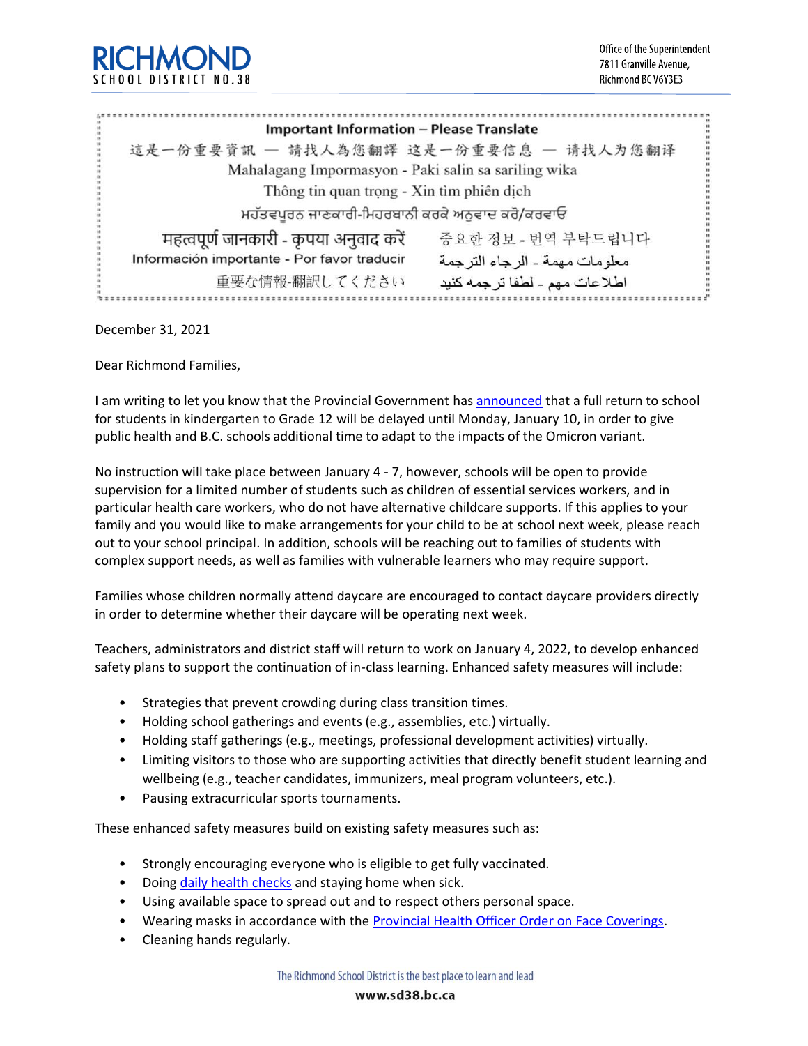# RICHMOND
SCHOOL DISTRICT NO.38

Office of the Superintendent
7811 Granville Avenue,
Richmond BC V6Y3E3

**Important Information – Please Translate**

這是一份重要資訊 — 請找人為您翻譯 这是一份重要信息 — 请找人为您翻译

Mahalagang Impormasyon - Paki salin sa sariling wika

Thông tin quan trọng - Xin tìm phiên dịch

ਮਹੱਤਵਪੂਰਨ ਜਾਣਕਾਰੀ-ਮਿਹਰਬਾਨੀ ਕਰਕੇ ਅਨੁਵਾਦ ਕਰੋ/ਕਰਵਾਓ

महत्वपूर्ण जानकारी - कृपया अनुवाद करें

중요한 정보 - 번역 부탁드립니다

Información importante - Por favor traducir

معلومات مهمة - الرجاء الترجمة

重要な情報-翻訳してください

اطلاعات مهم - لطفا ترجمه کنید

December 31, 2021

Dear Richmond Families,

I am writing to let you know that the Provincial Government has announced that a full return to school for students in kindergarten to Grade 12 will be delayed until Monday, January 10, in order to give public health and B.C. schools additional time to adapt to the impacts of the Omicron variant.

No instruction will take place between January 4 - 7, however, schools will be open to provide supervision for a limited number of students such as children of essential services workers, and in particular health care workers, who do not have alternative childcare supports. If this applies to your family and you would like to make arrangements for your child to be at school next week, please reach out to your school principal. In addition, schools will be reaching out to families of students with complex support needs, as well as families with vulnerable learners who may require support.

Families whose children normally attend daycare are encouraged to contact daycare providers directly in order to determine whether their daycare will be operating next week.

Teachers, administrators and district staff will return to work on January 4, 2022, to develop enhanced safety plans to support the continuation of in-class learning. Enhanced safety measures will include:

- Strategies that prevent crowding during class transition times.
- Holding school gatherings and events (e.g., assemblies, etc.) virtually.
- Holding staff gatherings (e.g., meetings, professional development activities) virtually.
- Limiting visitors to those who are supporting activities that directly benefit student learning and wellbeing (e.g., teacher candidates, immunizers, meal program volunteers, etc.).
- Pausing extracurricular sports tournaments.

These enhanced safety measures build on existing safety measures such as:

- Strongly encouraging everyone who is eligible to get fully vaccinated.
- Doing daily health checks and staying home when sick.
- Using available space to spread out and to respect others personal space.
- Wearing masks in accordance with the Provincial Health Officer Order on Face Coverings.
- Cleaning hands regularly.

The Richmond School District is the best place to learn and lead

**www.sd38.bc.ca**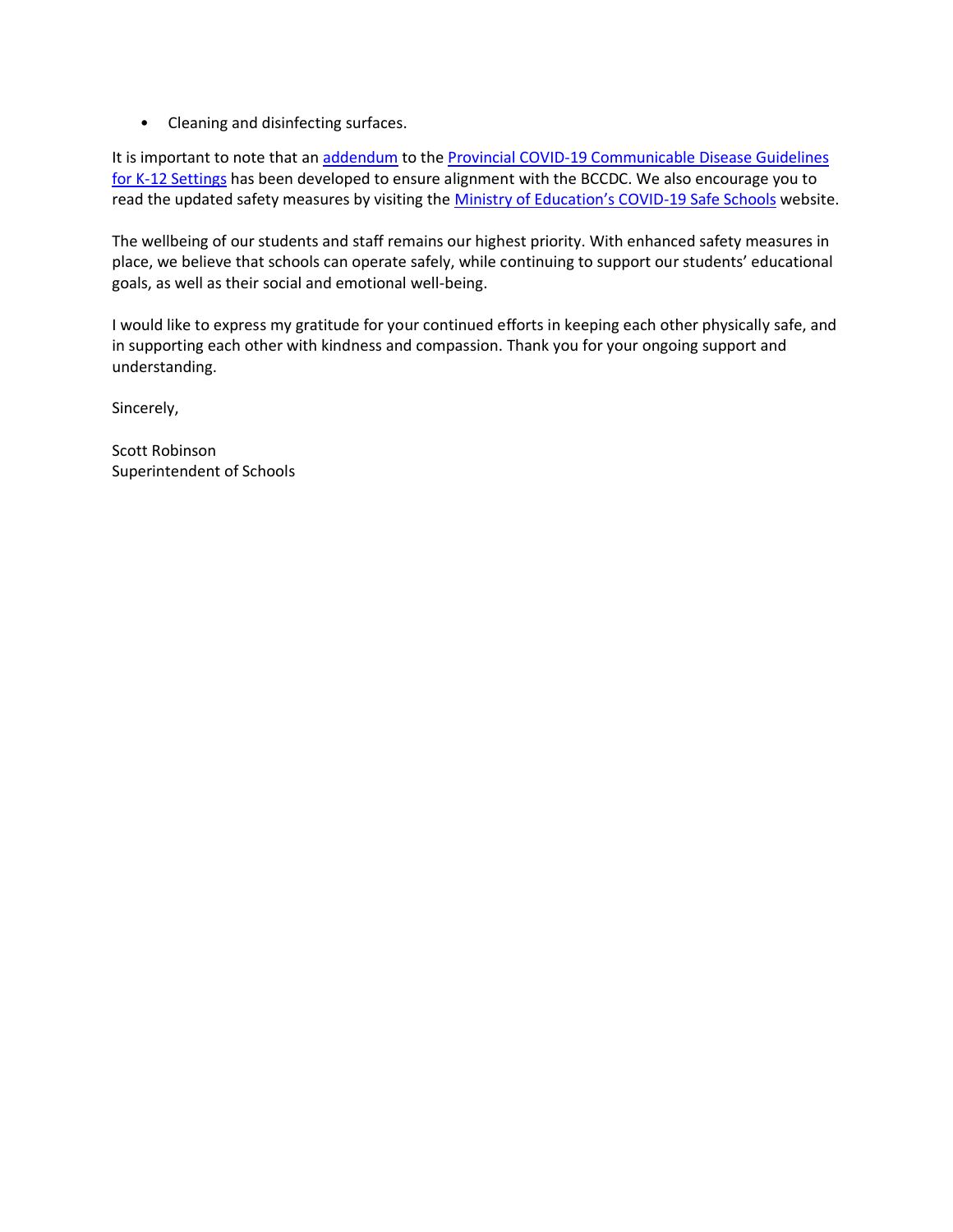- Cleaning and disinfecting surfaces.

It is important to note that an addendum to the Provincial COVID-19 Communicable Disease Guidelines for K-12 Settings has been developed to ensure alignment with the BCCDC. We also encourage you to read the updated safety measures by visiting the Ministry of Education's COVID-19 Safe Schools website.

The wellbeing of our students and staff remains our highest priority. With enhanced safety measures in place, we believe that schools can operate safely, while continuing to support our students' educational goals, as well as their social and emotional well-being.

I would like to express my gratitude for your continued efforts in keeping each other physically safe, and in supporting each other with kindness and compassion. Thank you for your ongoing support and understanding.

Sincerely,

Scott Robinson
Superintendent of Schools